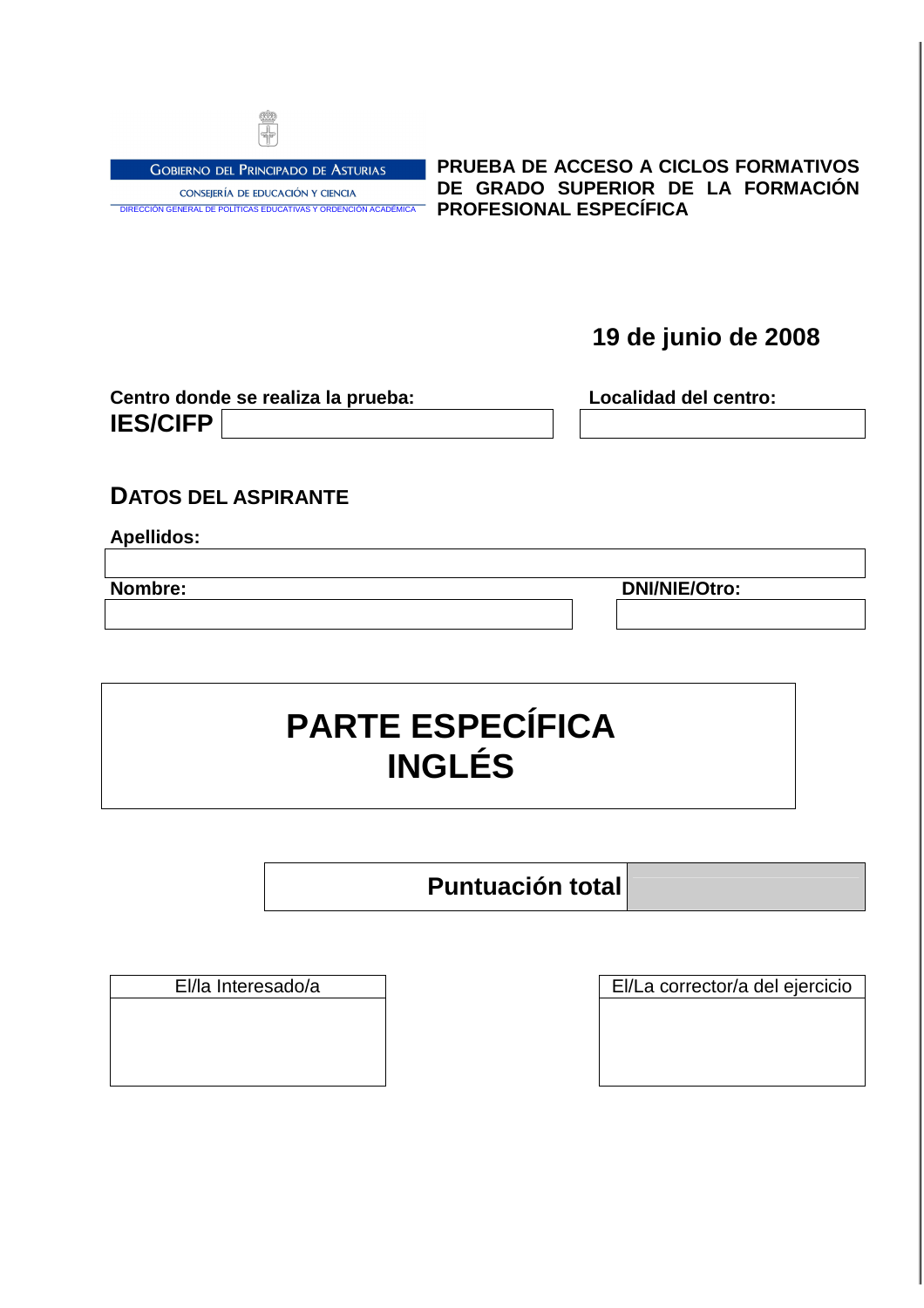GOBIERNO DEL PRINCIPADO DE ASTURIAS

CONSEJERÍA DE EDUCACIÓN Y CIENCIA

DIRECCIÓN GENERAL DE POLÍTICAS EDUCATIVAS Y ORDENCIÓN ACADÉMICA

**PRUEBA DE ACCESO A CICLOS FORMATIVOS DE GRADO SUPERIOR DE LA FORMACIÓN PROFESIONAL ESPECÍFICA**

**19 de junio de 2008**

**Centro donde se realiza la prueba:**

**IES/CIFP**

**Localidad del centro:**

## DATOS DEL ASPIRANTE

**Apellidos:**

**Nombre:**

**DNI/NIE/Otro:**

# PARTE ESPECÍFICA
# INGLÉS

| **Puntuación total** | |
|---|---|

| El/la Interesado/a | El/La corrector/a del ejercicio |
|---|---|
| | |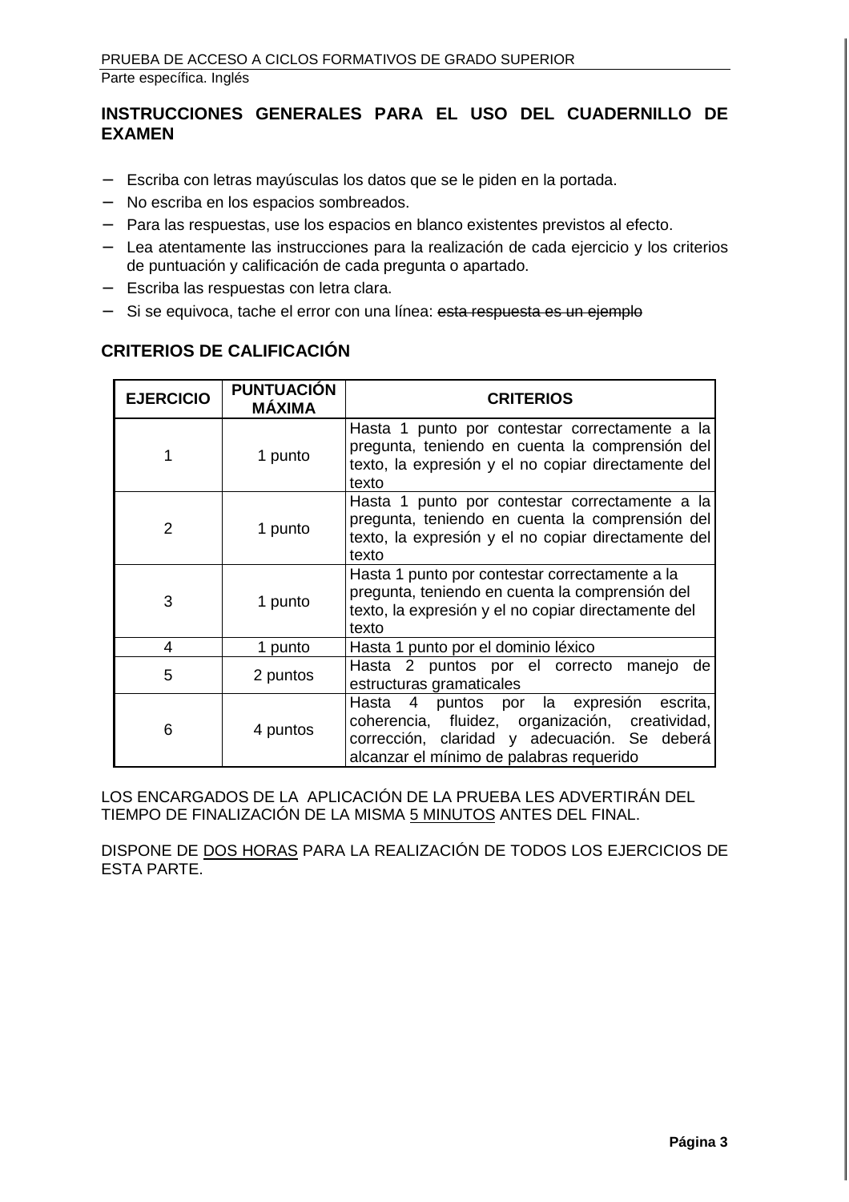## INSTRUCCIONES GENERALES PARA EL USO DEL CUADERNILLO DE EXAMEN

- Escriba con letras mayúsculas los datos que se le piden en la portada.
- No escriba en los espacios sombreados.
- Para las respuestas, use los espacios en blanco existentes previstos al efecto.
- Lea atentamente las instrucciones para la realización de cada ejercicio y los criterios de puntuación y calificación de cada pregunta o apartado.
- Escriba las respuestas con letra clara.
- Si se equivoca, tache el error con una línea: ~~esta respuesta es un ejemplo~~

## CRITERIOS DE CALIFICACIÓN

| EJERCICIO | PUNTUACIÓN MÁXIMA | CRITERIOS |
|---|---|---|
| 1 | 1 punto | Hasta 1 punto por contestar correctamente a la pregunta, teniendo en cuenta la comprensión del texto, la expresión y el no copiar directamente del texto |
| 2 | 1 punto | Hasta 1 punto por contestar correctamente a la pregunta, teniendo en cuenta la comprensión del texto, la expresión y el no copiar directamente del texto |
| 3 | 1 punto | Hasta 1 punto por contestar correctamente a la pregunta, teniendo en cuenta la comprensión del texto, la expresión y el no copiar directamente del texto |
| 4 | 1 punto | Hasta 1 punto por el dominio léxico |
| 5 | 2 puntos | Hasta 2 puntos por el correcto manejo de estructuras gramaticales |
| 6 | 4 puntos | Hasta 4 puntos por la expresión escrita, coherencia, fluidez, organización, creatividad, corrección, claridad y adecuación. Se deberá alcanzar el mínimo de palabras requerido |

LOS ENCARGADOS DE LA APLICACIÓN DE LA PRUEBA LES ADVERTIRÁN DEL TIEMPO DE FINALIZACIÓN DE LA MISMA 5 MINUTOS ANTES DEL FINAL.

DISPONE DE DOS HORAS PARA LA REALIZACIÓN DE TODOS LOS EJERCICIOS DE ESTA PARTE.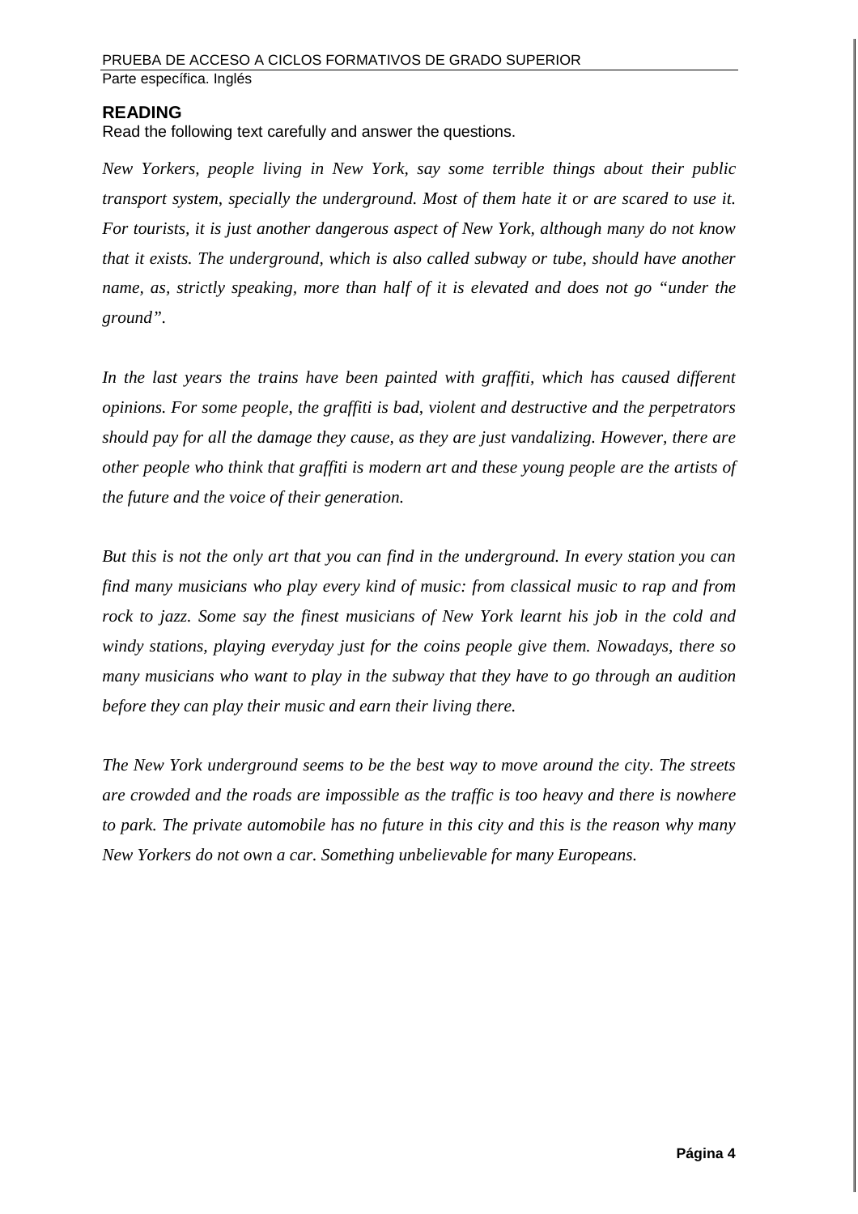## READING

Read the following text carefully and answer the questions.

*New Yorkers, people living in New York, say some terrible things about their public transport system, specially the underground. Most of them hate it or are scared to use it. For tourists, it is just another dangerous aspect of New York, although many do not know that it exists. The underground, which is also called subway or tube, should have another name, as, strictly speaking, more than half of it is elevated and does not go "under the ground".*

*In the last years the trains have been painted with graffiti, which has caused different opinions. For some people, the graffiti is bad, violent and destructive and the perpetrators should pay for all the damage they cause, as they are just vandalizing. However, there are other people who think that graffiti is modern art and these young people are the artists of the future and the voice of their generation.*

*But this is not the only art that you can find in the underground. In every station you can find many musicians who play every kind of music: from classical music to rap and from rock to jazz. Some say the finest musicians of New York learnt his job in the cold and windy stations, playing everyday just for the coins people give them. Nowadays, there so many musicians who want to play in the subway that they have to go through an audition before they can play their music and earn their living there.*

*The New York underground seems to be the best way to move around the city. The streets are crowded and the roads are impossible as the traffic is too heavy and there is nowhere to park. The private automobile has no future in this city and this is the reason why many New Yorkers do not own a car. Something unbelievable for many Europeans.*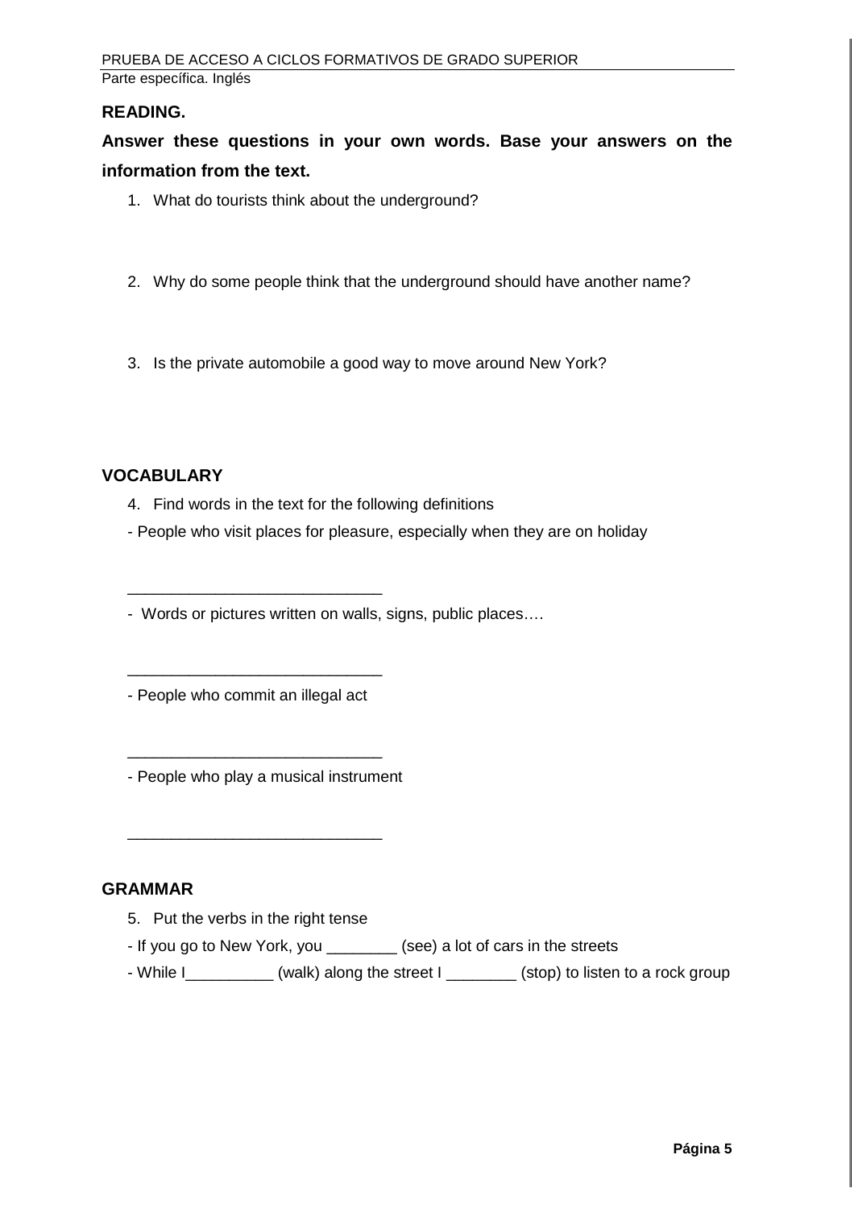**READING.**

**Answer these questions in your own words. Base your answers on the information from the text.**

1. What do tourists think about the underground?

2. Why do some people think that the underground should have another name?

3. Is the private automobile a good way to move around New York?

**VOCABULARY**

4. Find words in the text for the following definitions

- People who visit places for pleasure, especially when they are on holiday

_____________________________

- Words or pictures written on walls, signs, public places….

_____________________________

- People who commit an illegal act

_____________________________

- People who play a musical instrument

_____________________________

**GRAMMAR**

5. Put the verbs in the right tense

- If you go to New York, you ________ (see) a lot of cars in the streets
- While I__________ (walk) along the street I ________ (stop) to listen to a rock group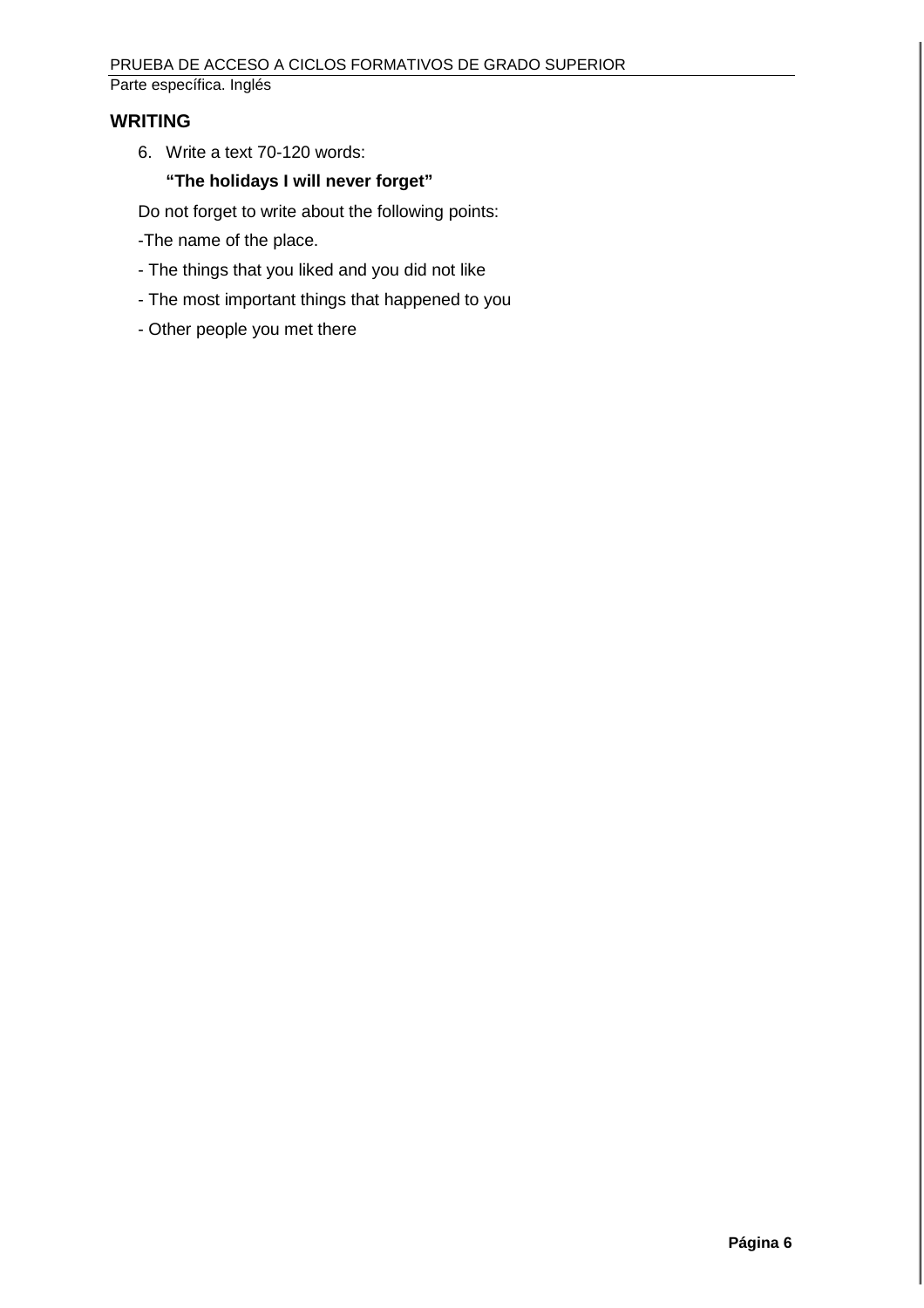## WRITING

6. Write a text 70-120 words:

   **"The holidays I will never forget"**

Do not forget to write about the following points:

-The name of the place.

- The things that you liked and you did not like
- The most important things that happened to you
- Other people you met there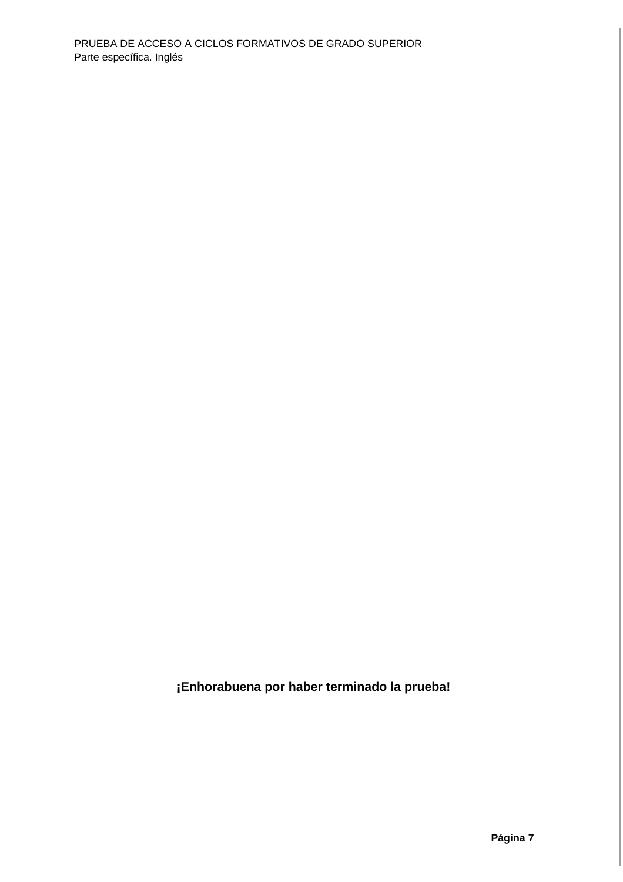**¡Enhorabuena por haber terminado la prueba!**